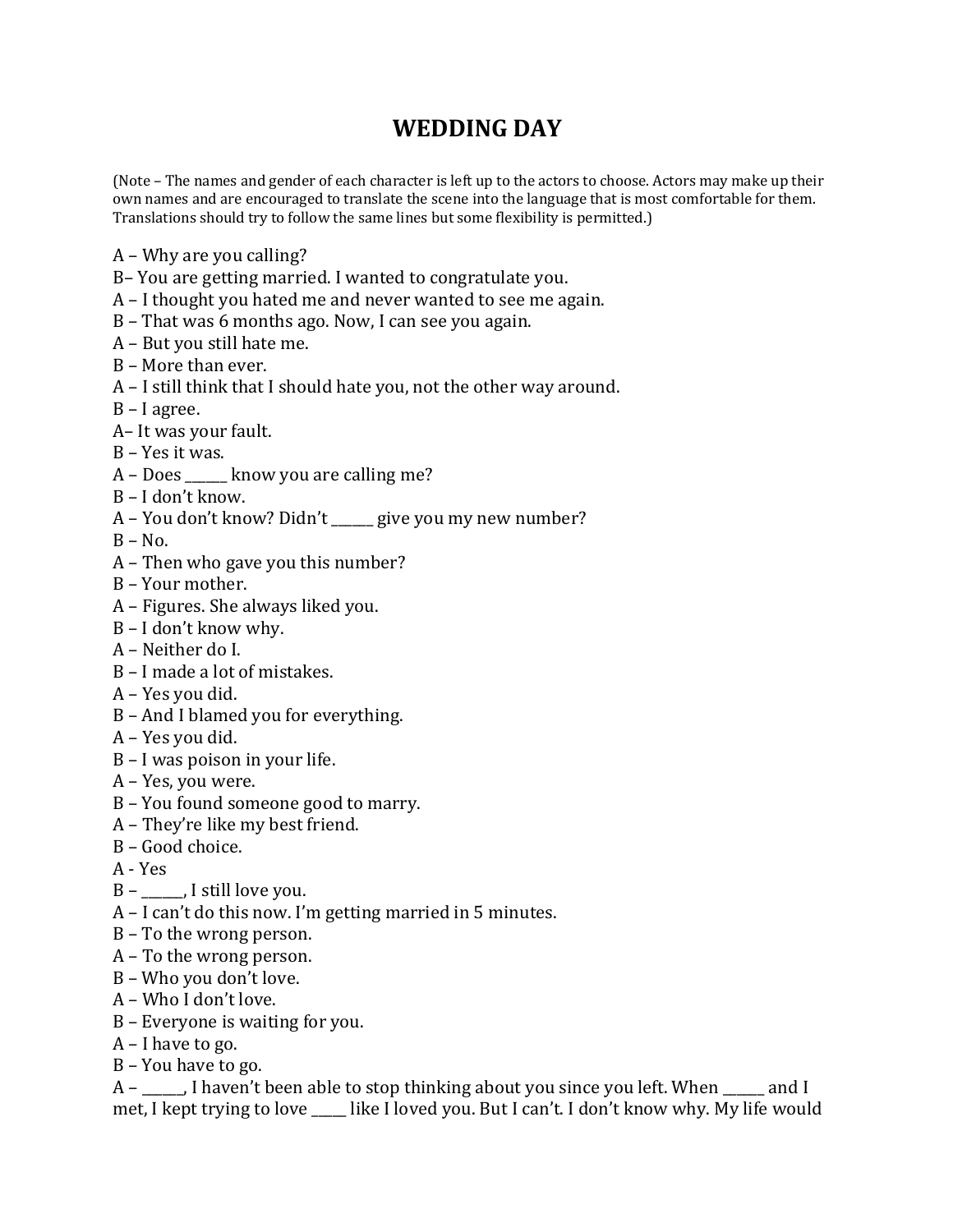# WEDDING DAY

(Note – The names and gender of each character is left up to the actors to choose. Actors may make up their own names and are encouraged to translate the scene into the language that is most comfortable for them. Translations should try to follow the same lines but some flexibility is permitted.)

A – Why are you calling?
B– You are getting married. I wanted to congratulate you.
A – I thought you hated me and never wanted to see me again.
B – That was 6 months ago. Now, I can see you again.
A – But you still hate me.
B – More than ever.
A – I still think that I should hate you, not the other way around.
B – I agree.
A– It was your fault.
B – Yes it was.
A – Does ______ know you are calling me?
B – I don't know.
A – You don't know? Didn't ______ give you my new number?
B – No.
A – Then who gave you this number?
B – Your mother.
A – Figures. She always liked you.
B – I don't know why.
A – Neither do I.
B – I made a lot of mistakes.
A – Yes you did.
B – And I blamed you for everything.
A – Yes you did.
B – I was poison in your life.
A – Yes, you were.
B – You found someone good to marry.
A – They're like my best friend.
B – Good choice.
A - Yes
B – ______, I still love you.
A – I can't do this now. I'm getting married in 5 minutes.
B – To the wrong person.
A – To the wrong person.
B – Who you don't love.
A – Who I don't love.
B – Everyone is waiting for you.
A – I have to go.
B – You have to go.
A – ______, I haven't been able to stop thinking about you since you left. When ______ and I met, I kept trying to love _____ like I loved you. But I can't. I don't know why. My life would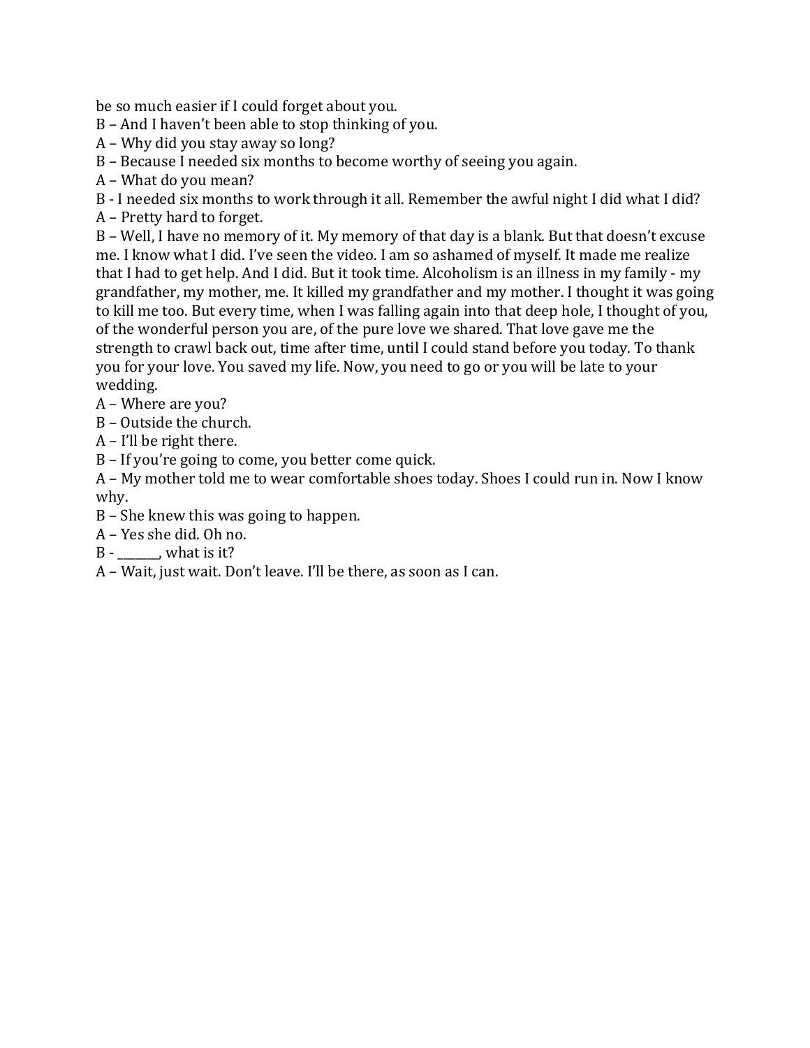be so much easier if I could forget about you.

B – And I haven't been able to stop thinking of you.

A – Why did you stay away so long?

B – Because I needed six months to become worthy of seeing you again.

A – What do you mean?

B - I needed six months to work through it all. Remember the awful night I did what I did?

A – Pretty hard to forget.

B – Well, I have no memory of it. My memory of that day is a blank. But that doesn't excuse me. I know what I did. I've seen the video. I am so ashamed of myself. It made me realize that I had to get help. And I did. But it took time. Alcoholism is an illness in my family - my grandfather, my mother, me. It killed my grandfather and my mother. I thought it was going to kill me too. But every time, when I was falling again into that deep hole, I thought of you, of the wonderful person you are, of the pure love we shared. That love gave me the strength to crawl back out, time after time, until I could stand before you today. To thank you for your love. You saved my life. Now, you need to go or you will be late to your wedding.

A – Where are you?

B – Outside the church.

A – I'll be right there.

B – If you're going to come, you better come quick.

A – My mother told me to wear comfortable shoes today. Shoes I could run in. Now I know why.

B – She knew this was going to happen.

A – Yes she did. Oh no.

B - _______, what is it?

A – Wait, just wait. Don't leave. I'll be there, as soon as I can.